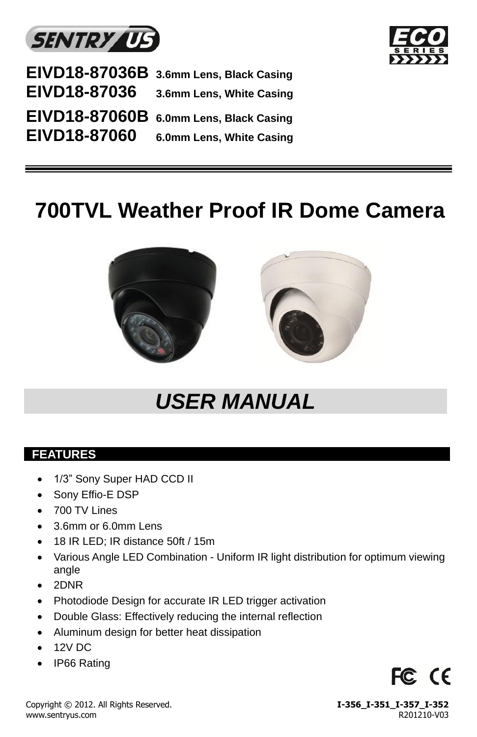**EIVD18-87036B** 3.6mm Lens, Black Casing
**EIVD18-87036** 3.6mm Lens, White Casing
**EIVD18-87060B** 6.0mm Lens, Black Casing
**EIVD18-87060** 6.0mm Lens, White Casing

# 700TVL Weather Proof IR Dome Camera

## *USER MANUAL*

## FEATURES

- 1/3” Sony Super HAD CCD II
- Sony Effio-E DSP
- 700 TV Lines
- 3.6mm or 6.0mm Lens
- 18 IR LED; IR distance 50ft / 15m
- Various Angle LED Combination - Uniform IR light distribution for optimum viewing angle
- 2DNR
- Photodiode Design for accurate IR LED trigger activation
- Double Glass: Effectively reducing the internal reflection
- Aluminum design for better heat dissipation
- 12V DC
- IP66 Rating

Copyright © 2012. All Rights Reserved.
www.sentryus.com

**I-356_I-351_I-357_I-352**
R201210-V03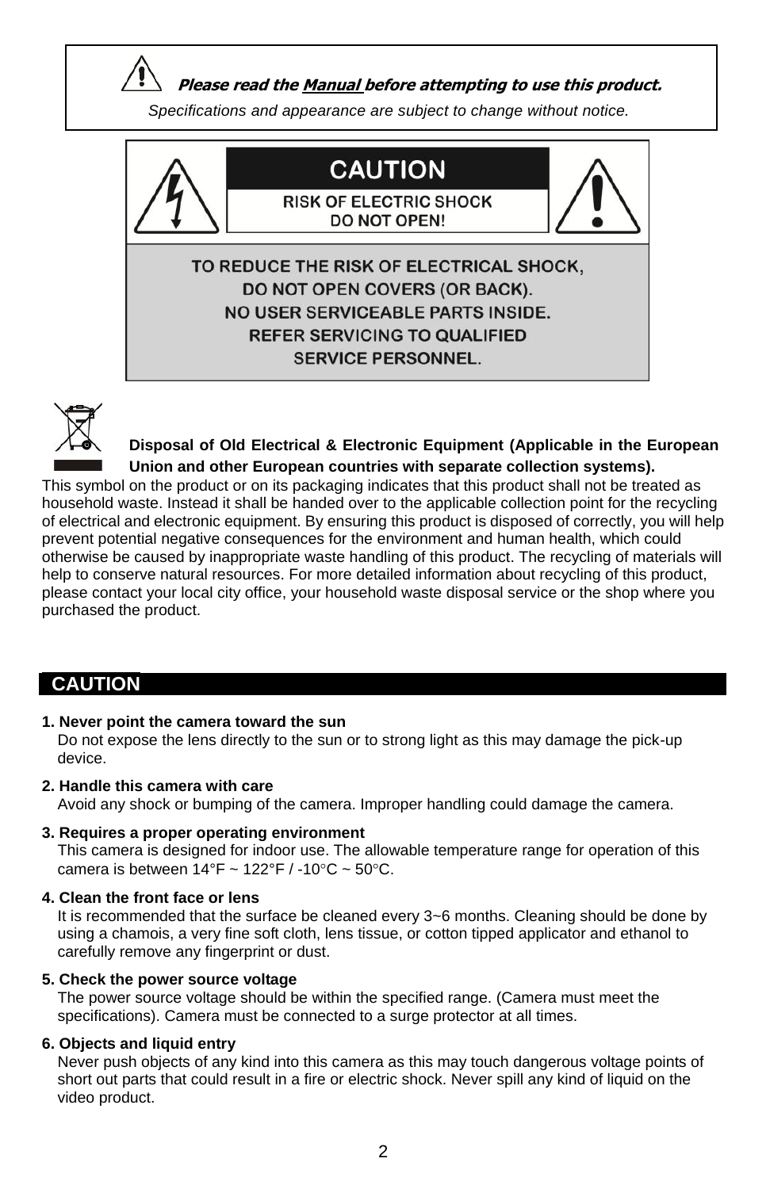***Please read the Manual before attempting to use this product.***

*Specifications and appearance are subject to change without notice.*

**CAUTION**

**RISK OF ELECTRIC SHOCK**
**DO NOT OPEN!**

**TO REDUCE THE RISK OF ELECTRICAL SHOCK,**
**DO NOT OPEN COVERS (OR BACK).**
**NO USER SERVICEABLE PARTS INSIDE.**
**REFER SERVICING TO QUALIFIED**
**SERVICE PERSONNEL.**

**Disposal of Old Electrical & Electronic Equipment (Applicable in the European Union and other European countries with separate collection systems).**

This symbol on the product or on its packaging indicates that this product shall not be treated as household waste. Instead it shall be handed over to the applicable collection point for the recycling of electrical and electronic equipment. By ensuring this product is disposed of correctly, you will help prevent potential negative consequences for the environment and human health, which could otherwise be caused by inappropriate waste handling of this product. The recycling of materials will help to conserve natural resources. For more detailed information about recycling of this product, please contact your local city office, your household waste disposal service or the shop where you purchased the product.

## CAUTION

**1. Never point the camera toward the sun**
Do not expose the lens directly to the sun or to strong light as this may damage the pick-up device.

**2. Handle this camera with care**
Avoid any shock or bumping of the camera. Improper handling could damage the camera.

**3. Requires a proper operating environment**
This camera is designed for indoor use. The allowable temperature range for operation of this camera is between 14°F ~ 122°F / -10°C ~ 50°C.

**4. Clean the front face or lens**
It is recommended that the surface be cleaned every 3~6 months. Cleaning should be done by using a chamois, a very fine soft cloth, lens tissue, or cotton tipped applicator and ethanol to carefully remove any fingerprint or dust.

**5. Check the power source voltage**
The power source voltage should be within the specified range. (Camera must meet the specifications). Camera must be connected to a surge protector at all times.

**6. Objects and liquid entry**
Never push objects of any kind into this camera as this may touch dangerous voltage points of short out parts that could result in a fire or electric shock. Never spill any kind of liquid on the video product.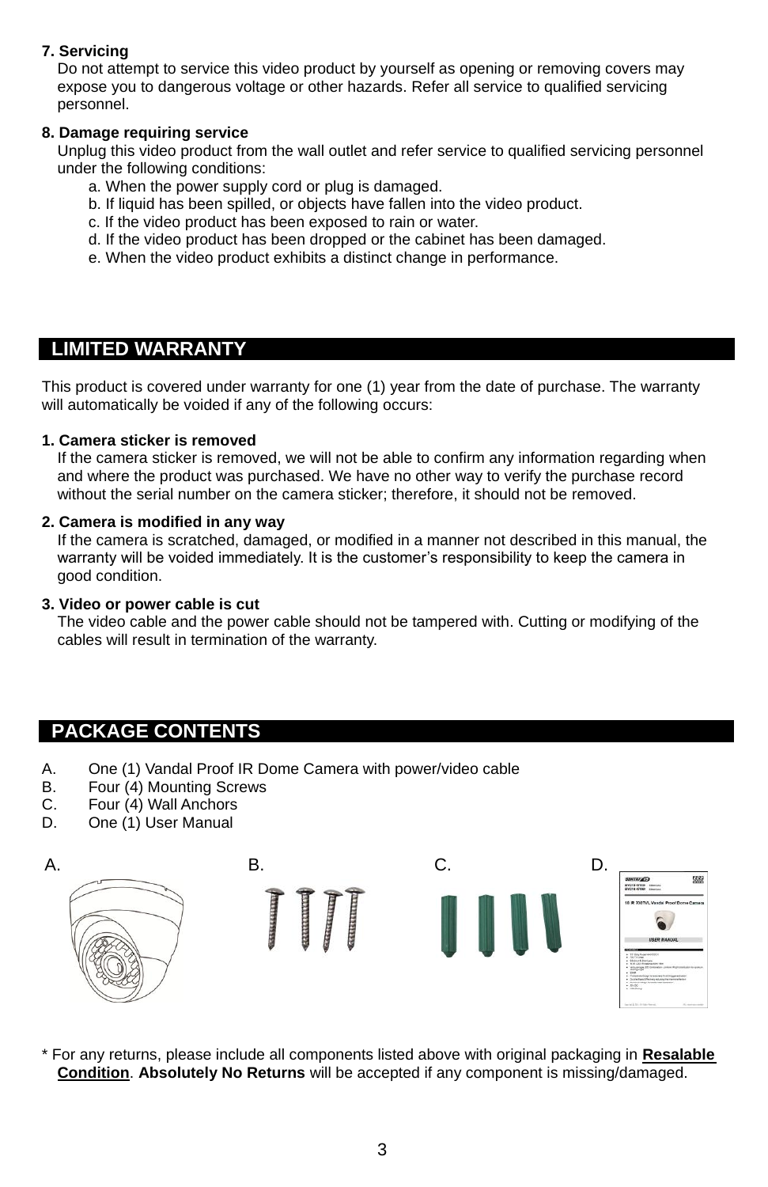**7. Servicing**

Do not attempt to service this video product by yourself as opening or removing covers may expose you to dangerous voltage or other hazards. Refer all service to qualified servicing personnel.

**8. Damage requiring service**

Unplug this video product from the wall outlet and refer service to qualified servicing personnel under the following conditions:

a. When the power supply cord or plug is damaged.
b. If liquid has been spilled, or objects have fallen into the video product.
c. If the video product has been exposed to rain or water.
d. If the video product has been dropped or the cabinet has been damaged.
e. When the video product exhibits a distinct change in performance.

## LIMITED WARRANTY

This product is covered under warranty for one (1) year from the date of purchase. The warranty will automatically be voided if any of the following occurs:

**1. Camera sticker is removed**

If the camera sticker is removed, we will not be able to confirm any information regarding when and where the product was purchased. We have no other way to verify the purchase record without the serial number on the camera sticker; therefore, it should not be removed.

**2. Camera is modified in any way**

If the camera is scratched, damaged, or modified in a manner not described in this manual, the warranty will be voided immediately. It is the customer’s responsibility to keep the camera in good condition.

**3. Video or power cable is cut**

The video cable and the power cable should not be tampered with. Cutting or modifying of the cables will result in termination of the warranty.

## PACKAGE CONTENTS

A. One (1) Vandal Proof IR Dome Camera with power/video cable
B. Four (4) Mounting Screws
C. Four (4) Wall Anchors
D. One (1) User Manual

A. B. C. D.

\* For any returns, please include all components listed above with original packaging in **Resalable Condition**. **Absolutely No Returns** will be accepted if any component is missing/damaged.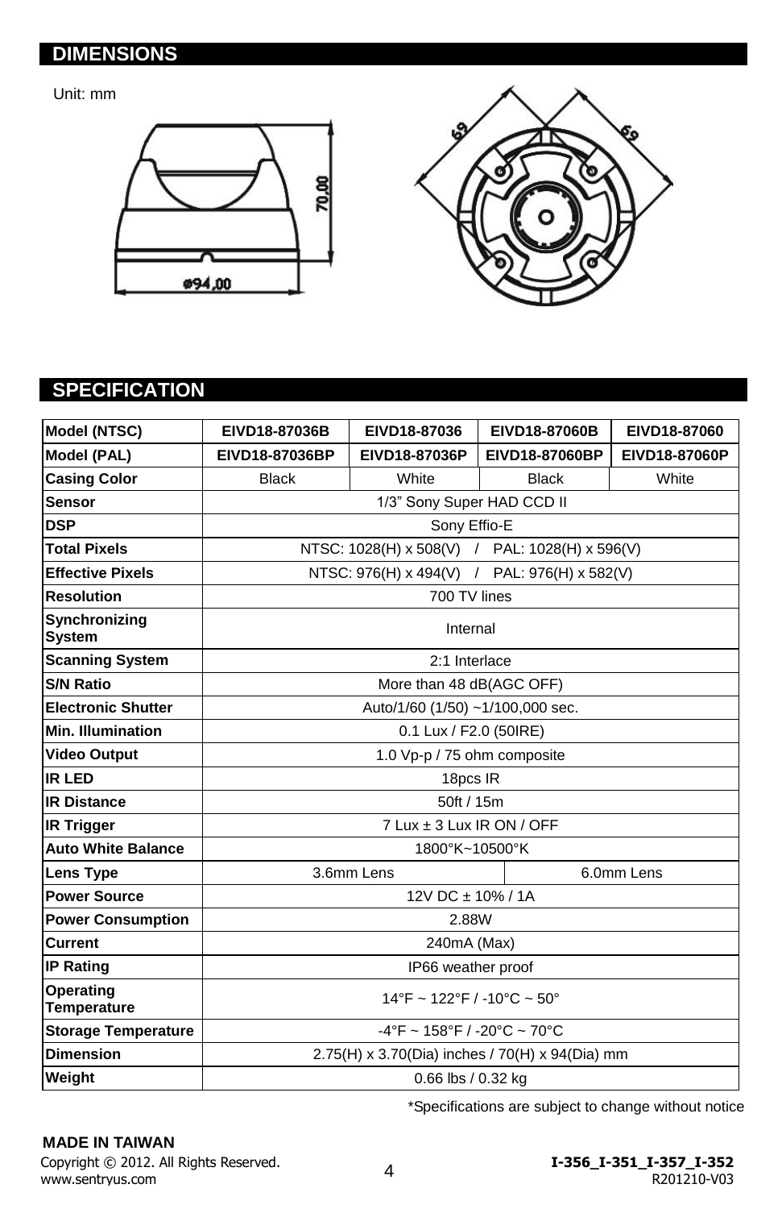## DIMENSIONS

Unit: mm

70.00

ø94.00

69

69

## SPECIFICATION

| Model (NTSC) | EIVD18-87036B | EIVD18-87036 | EIVD18-87060B | EIVD18-87060 |
|---|---|---|---|---|
| Model (PAL) | EIVD18-87036BP | EIVD18-87036P | EIVD18-87060BP | EIVD18-87060P |
| Casing Color | Black | White | Black | White |
| Sensor | 1/3" Sony Super HAD CCD II | | | |
| DSP | Sony Effio-E | | | |
| Total Pixels | NTSC: 1028(H) x 508(V) / PAL: 1028(H) x 596(V) | | | |
| Effective Pixels | NTSC: 976(H) x 494(V) / PAL: 976(H) x 582(V) | | | |
| Resolution | 700 TV lines | | | |
| Synchronizing System | Internal | | | |
| Scanning System | 2:1 Interlace | | | |
| S/N Ratio | More than 48 dB(AGC OFF) | | | |
| Electronic Shutter | Auto/1/60 (1/50) ~1/100,000 sec. | | | |
| Min. Illumination | 0.1 Lux / F2.0 (50IRE) | | | |
| Video Output | 1.0 Vp-p / 75 ohm composite | | | |
| IR LED | 18pcs IR | | | |
| IR Distance | 50ft / 15m | | | |
| IR Trigger | 7 Lux ± 3 Lux IR ON / OFF | | | |
| Auto White Balance | 1800°K~10500°K | | | |
| Lens Type | 3.6mm Lens | | 6.0mm Lens | |
| Power Source | 12V DC ± 10% / 1A | | | |
| Power Consumption | 2.88W | | | |
| Current | 240mA (Max) | | | |
| IP Rating | IP66 weather proof | | | |
| Operating Temperature | 14°F ~ 122°F / -10°C ~ 50° | | | |
| Storage Temperature | -4°F ~ 158°F / -20°C ~ 70°C | | | |
| Dimension | 2.75(H) x 3.70(Dia) inches / 70(H) x 94(Dia) mm | | | |
| Weight | 0.66 lbs / 0.32 kg | | | |

*Specifications are subject to change without notice

**MADE IN TAIWAN**

Copyright © 2012. All Rights Reserved.
www.sentryus.com

**I-356_I-351_I-357_I-352**
R201210-V03